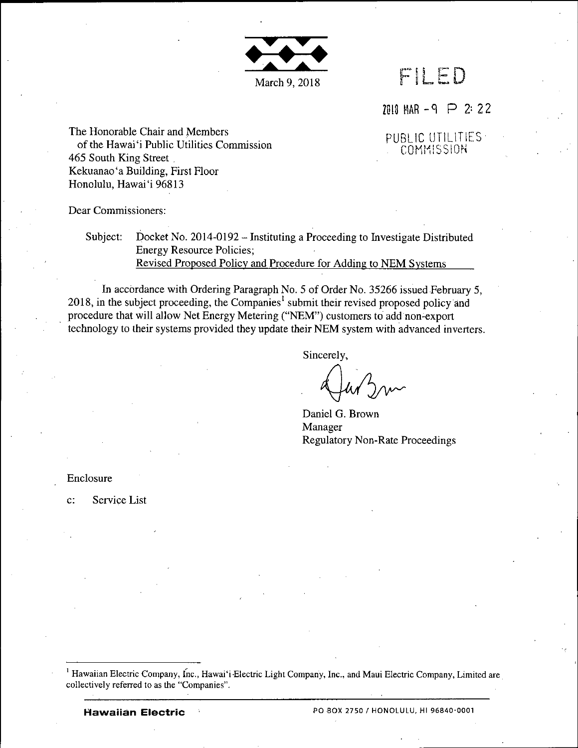March 9, 2018

FILED

2018 MAR -9 P 2:22

PUBLIC UTILITIES COMMISSION

The Honorable Chair and Members
of the Hawai'i Public Utilities Commission
465 South King Street
Kekuanao'a Building, First Floor
Honolulu, Hawai'i 96813

Dear Commissioners:

Subject: Docket No. 2014-0192 – Instituting a Proceeding to Investigate Distributed Energy Resource Policies;
Revised Proposed Policy and Procedure for Adding to NEM Systems

In accordance with Ordering Paragraph No. 5 of Order No. 35266 issued February 5, 2018, in the subject proceeding, the Companies[1] submit their revised proposed policy and procedure that will allow Net Energy Metering ("NEM") customers to add non-export technology to their systems provided they update their NEM system with advanced inverters.

Sincerely,

Daniel G. Brown
Manager
Regulatory Non-Rate Proceedings

Enclosure

c: Service List

[1] Hawaiian Electric Company, Inc., Hawai'i Electric Light Company, Inc., and Maui Electric Company, Limited are collectively referred to as the "Companies".

**Hawaiian Electric** PO BOX 2750 / HONOLULU, HI 96840-0001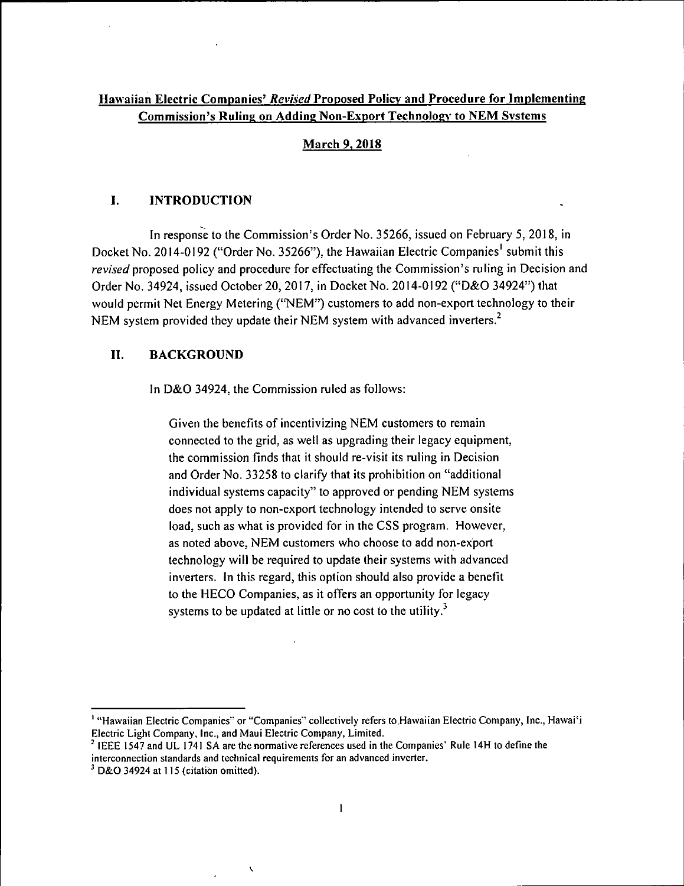**Hawaiian Electric Companies' *Revised* Proposed Policy and Procedure for Implementing Commission's Ruling on Adding Non-Export Technology to NEM Systems**

**March 9, 2018**

## I. INTRODUCTION

In response to the Commission's Order No. 35266, issued on February 5, 2018, in Docket No. 2014-0192 ("Order No. 35266"), the Hawaiian Electric Companies[1] submit this *revised* proposed policy and procedure for effectuating the Commission's ruling in Decision and Order No. 34924, issued October 20, 2017, in Docket No. 2014-0192 ("D&O 34924") that would permit Net Energy Metering ("NEM") customers to add non-export technology to their NEM system provided they update their NEM system with advanced inverters.[2]

## II. BACKGROUND

In D&O 34924, the Commission ruled as follows:

> Given the benefits of incentivizing NEM customers to remain connected to the grid, as well as upgrading their legacy equipment, the commission finds that it should re-visit its ruling in Decision and Order No. 33258 to clarify that its prohibition on "additional individual systems capacity" to approved or pending NEM systems does not apply to non-export technology intended to serve onsite load, such as what is provided for in the CSS program. However, as noted above, NEM customers who choose to add non-export technology will be required to update their systems with advanced inverters. In this regard, this option should also provide a benefit to the HECO Companies, as it offers an opportunity for legacy systems to be updated at little or no cost to the utility.[3]

---

[1] "Hawaiian Electric Companies" or "Companies" collectively refers to Hawaiian Electric Company, Inc., Hawai'i Electric Light Company, Inc., and Maui Electric Company, Limited.

[2] IEEE 1547 and UL 1741 SA are the normative references used in the Companies' Rule 14H to define the interconnection standards and technical requirements for an advanced inverter.

[3] D&O 34924 at 115 (citation omitted).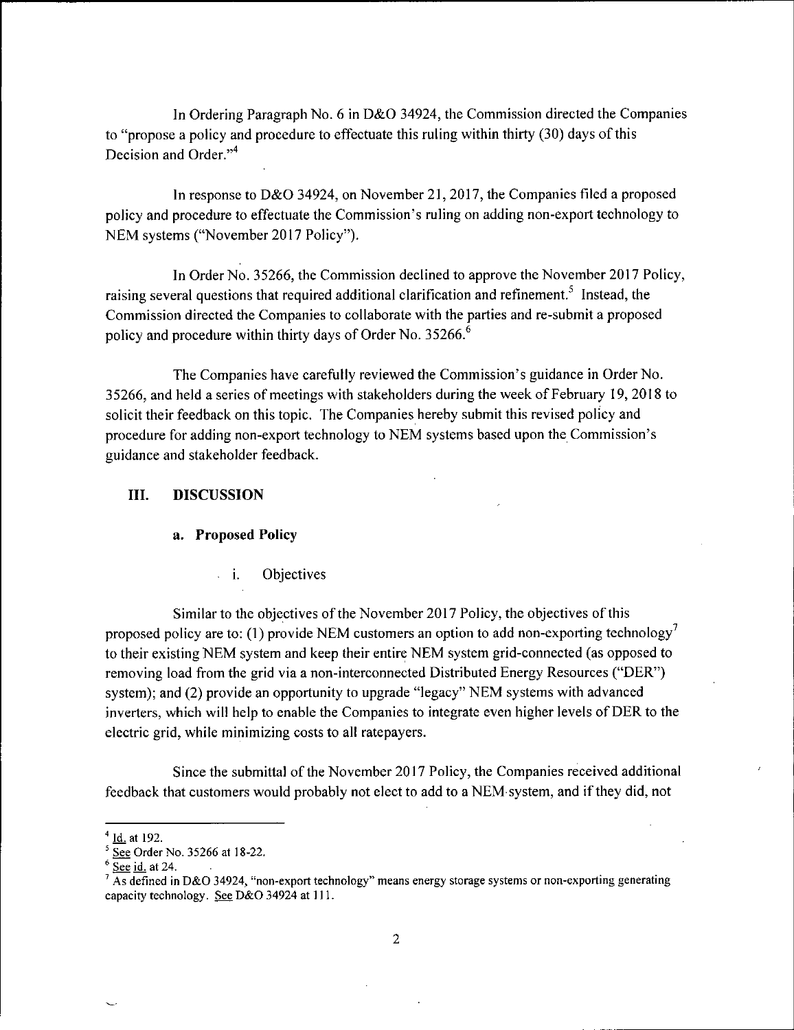In Ordering Paragraph No. 6 in D&O 34924, the Commission directed the Companies to "propose a policy and procedure to effectuate this ruling within thirty (30) days of this Decision and Order."[4]

In response to D&O 34924, on November 21, 2017, the Companies filed a proposed policy and procedure to effectuate the Commission's ruling on adding non-export technology to NEM systems ("November 2017 Policy").

In Order No. 35266, the Commission declined to approve the November 2017 Policy, raising several questions that required additional clarification and refinement.[5] Instead, the Commission directed the Companies to collaborate with the parties and re-submit a proposed policy and procedure within thirty days of Order No. 35266.[6]

The Companies have carefully reviewed the Commission's guidance in Order No. 35266, and held a series of meetings with stakeholders during the week of February 19, 2018 to solicit their feedback on this topic. The Companies hereby submit this revised policy and procedure for adding non-export technology to NEM systems based upon the Commission's guidance and stakeholder feedback.

## III. DISCUSSION

### a. Proposed Policy

#### i. Objectives

Similar to the objectives of the November 2017 Policy, the objectives of this proposed policy are to: (1) provide NEM customers an option to add non-exporting technology[7] to their existing NEM system and keep their entire NEM system grid-connected (as opposed to removing load from the grid via a non-interconnected Distributed Energy Resources ("DER") system); and (2) provide an opportunity to upgrade "legacy" NEM systems with advanced inverters, which will help to enable the Companies to integrate even higher levels of DER to the electric grid, while minimizing costs to all ratepayers.

Since the submittal of the November 2017 Policy, the Companies received additional feedback that customers would probably not elect to add to a NEM system, and if they did, not

---

[4] Id. at 192.

[5] See Order No. 35266 at 18-22.

[6] See id. at 24.

[7] As defined in D&O 34924, "non-export technology" means energy storage systems or non-exporting generating capacity technology. See D&O 34924 at 111.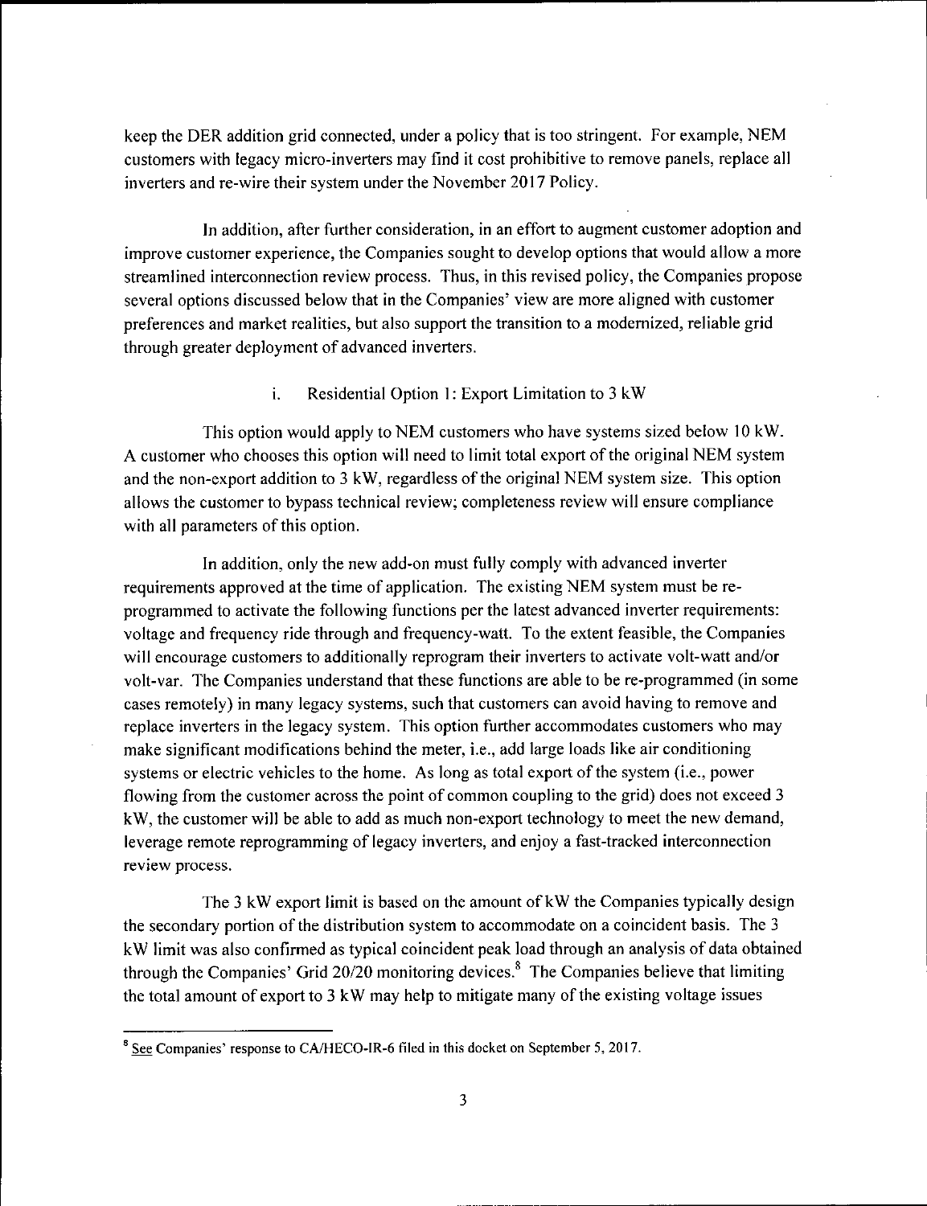keep the DER addition grid connected, under a policy that is too stringent. For example, NEM customers with legacy micro-inverters may find it cost prohibitive to remove panels, replace all inverters and re-wire their system under the November 2017 Policy.

In addition, after further consideration, in an effort to augment customer adoption and improve customer experience, the Companies sought to develop options that would allow a more streamlined interconnection review process. Thus, in this revised policy, the Companies propose several options discussed below that in the Companies' view are more aligned with customer preferences and market realities, but also support the transition to a modernized, reliable grid through greater deployment of advanced inverters.

i. Residential Option 1: Export Limitation to 3 kW

This option would apply to NEM customers who have systems sized below 10 kW. A customer who chooses this option will need to limit total export of the original NEM system and the non-export addition to 3 kW, regardless of the original NEM system size. This option allows the customer to bypass technical review; completeness review will ensure compliance with all parameters of this option.

In addition, only the new add-on must fully comply with advanced inverter requirements approved at the time of application. The existing NEM system must be re-programmed to activate the following functions per the latest advanced inverter requirements: voltage and frequency ride through and frequency-watt. To the extent feasible, the Companies will encourage customers to additionally reprogram their inverters to activate volt-watt and/or volt-var. The Companies understand that these functions are able to be re-programmed (in some cases remotely) in many legacy systems, such that customers can avoid having to remove and replace inverters in the legacy system. This option further accommodates customers who may make significant modifications behind the meter, i.e., add large loads like air conditioning systems or electric vehicles to the home. As long as total export of the system (i.e., power flowing from the customer across the point of common coupling to the grid) does not exceed 3 kW, the customer will be able to add as much non-export technology to meet the new demand, leverage remote reprogramming of legacy inverters, and enjoy a fast-tracked interconnection review process.

The 3 kW export limit is based on the amount of kW the Companies typically design the secondary portion of the distribution system to accommodate on a coincident basis. The 3 kW limit was also confirmed as typical coincident peak load through an analysis of data obtained through the Companies' Grid 20/20 monitoring devices.[8] The Companies believe that limiting the total amount of export to 3 kW may help to mitigate many of the existing voltage issues

[8] See Companies' response to CA/HECO-IR-6 filed in this docket on September 5, 2017.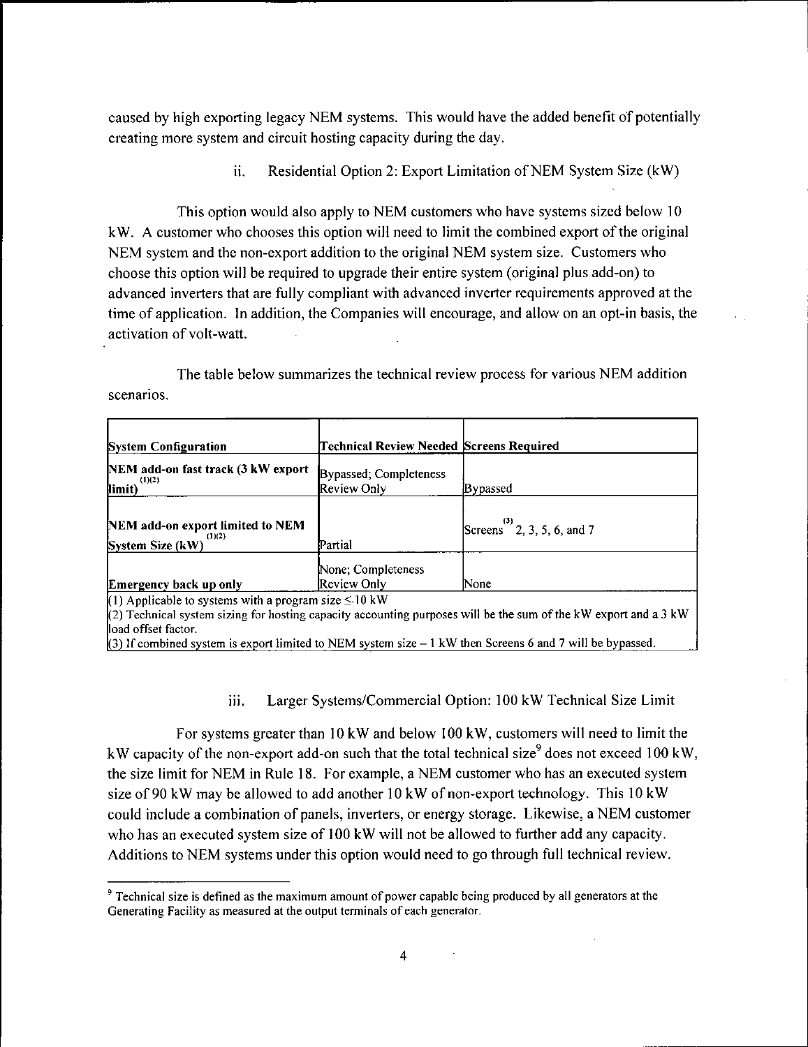caused by high exporting legacy NEM systems. This would have the added benefit of potentially creating more system and circuit hosting capacity during the day.

ii. Residential Option 2: Export Limitation of NEM System Size (kW)

This option would also apply to NEM customers who have systems sized below 10 kW. A customer who chooses this option will need to limit the combined export of the original NEM system and the non-export addition to the original NEM system size. Customers who choose this option will be required to upgrade their entire system (original plus add-on) to advanced inverters that are fully compliant with advanced inverter requirements approved at the time of application. In addition, the Companies will encourage, and allow on an opt-in basis, the activation of volt-watt.

The table below summarizes the technical review process for various NEM addition scenarios.

| System Configuration | Technical Review Needed | Screens Required |
|---|---|---|
| **NEM add-on fast track (3 kW export limit)** (1)(2) | Bypassed; Completeness Review Only | Bypassed |
| **NEM add-on export limited to NEM System Size (kW)** (1)(2) | Partial | Screens (3) 2, 3, 5, 6, and 7 |
| **Emergency back up only** | None; Completeness Review Only | None |

(1) Applicable to systems with a program size ≤ 10 kW
(2) Technical system sizing for hosting capacity accounting purposes will be the sum of the kW export and a 3 kW load offset factor.
(3) If combined system is export limited to NEM system size – 1 kW then Screens 6 and 7 will be bypassed.

iii. Larger Systems/Commercial Option: 100 kW Technical Size Limit

For systems greater than 10 kW and below 100 kW, customers will need to limit the kW capacity of the non-export add-on such that the total technical size[9] does not exceed 100 kW, the size limit for NEM in Rule 18. For example, a NEM customer who has an executed system size of 90 kW may be allowed to add another 10 kW of non-export technology. This 10 kW could include a combination of panels, inverters, or energy storage. Likewise, a NEM customer who has an executed system size of 100 kW will not be allowed to further add any capacity. Additions to NEM systems under this option would need to go through full technical review.

[9] Technical size is defined as the maximum amount of power capable being produced by all generators at the Generating Facility as measured at the output terminals of each generator.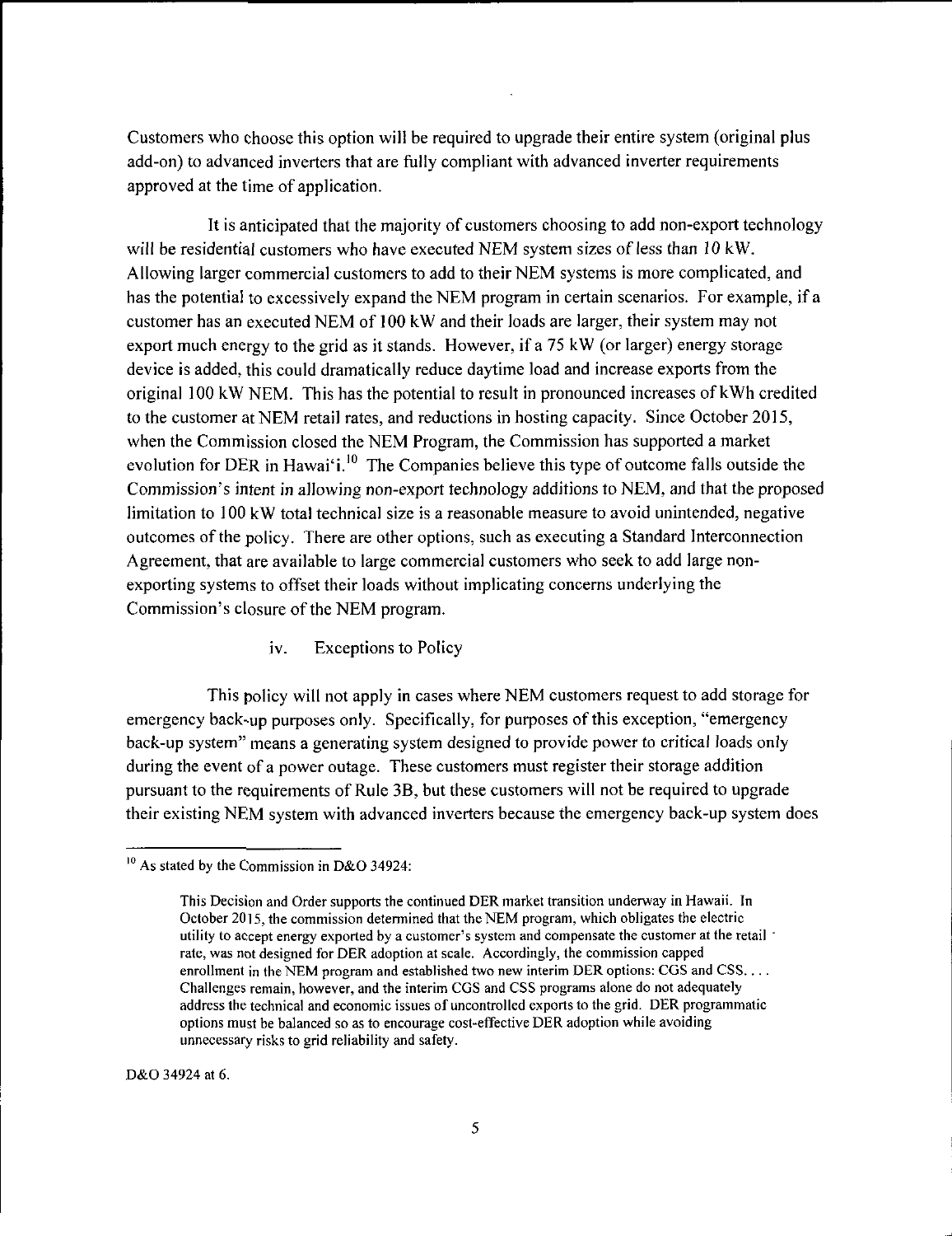Customers who choose this option will be required to upgrade their entire system (original plus add-on) to advanced inverters that are fully compliant with advanced inverter requirements approved at the time of application.

It is anticipated that the majority of customers choosing to add non-export technology will be residential customers who have executed NEM system sizes of less than 10 kW. Allowing larger commercial customers to add to their NEM systems is more complicated, and has the potential to excessively expand the NEM program in certain scenarios. For example, if a customer has an executed NEM of 100 kW and their loads are larger, their system may not export much energy to the grid as it stands. However, if a 75 kW (or larger) energy storage device is added, this could dramatically reduce daytime load and increase exports from the original 100 kW NEM. This has the potential to result in pronounced increases of kWh credited to the customer at NEM retail rates, and reductions in hosting capacity. Since October 2015, when the Commission closed the NEM Program, the Commission has supported a market evolution for DER in Hawai'i.[10] The Companies believe this type of outcome falls outside the Commission's intent in allowing non-export technology additions to NEM, and that the proposed limitation to 100 kW total technical size is a reasonable measure to avoid unintended, negative outcomes of the policy. There are other options, such as executing a Standard Interconnection Agreement, that are available to large commercial customers who seek to add large non-exporting systems to offset their loads without implicating concerns underlying the Commission's closure of the NEM program.

iv. Exceptions to Policy

This policy will not apply in cases where NEM customers request to add storage for emergency back-up purposes only. Specifically, for purposes of this exception, "emergency back-up system" means a generating system designed to provide power to critical loads only during the event of a power outage. These customers must register their storage addition pursuant to the requirements of Rule 3B, but these customers will not be required to upgrade their existing NEM system with advanced inverters because the emergency back-up system does

---

[10] As stated by the Commission in D&O 34924:

> This Decision and Order supports the continued DER market transition underway in Hawaii. In October 2015, the commission determined that the NEM program, which obligates the electric utility to accept energy exported by a customer's system and compensate the customer at the retail rate, was not designed for DER adoption at scale. Accordingly, the commission capped enrollment in the NEM program and established two new interim DER options: CGS and CSS. . . . Challenges remain, however, and the interim CGS and CSS programs alone do not adequately address the technical and economic issues of uncontrolled exports to the grid. DER programmatic options must be balanced so as to encourage cost-effective DER adoption while avoiding unnecessary risks to grid reliability and safety.

D&O 34924 at 6.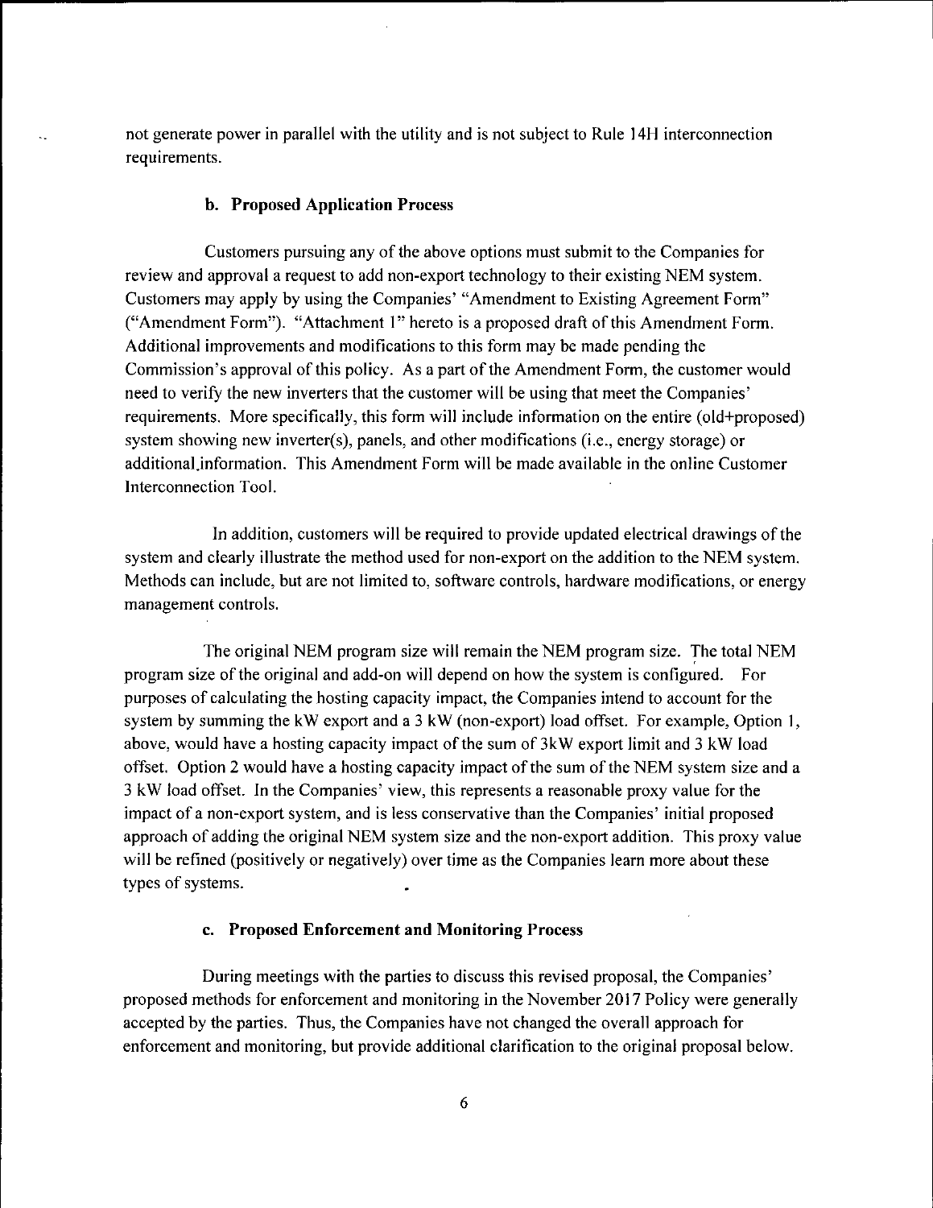not generate power in parallel with the utility and is not subject to Rule 14H interconnection requirements.

### b. Proposed Application Process

Customers pursuing any of the above options must submit to the Companies for review and approval a request to add non-export technology to their existing NEM system. Customers may apply by using the Companies' "Amendment to Existing Agreement Form" ("Amendment Form"). "Attachment 1" hereto is a proposed draft of this Amendment Form. Additional improvements and modifications to this form may be made pending the Commission's approval of this policy. As a part of the Amendment Form, the customer would need to verify the new inverters that the customer will be using that meet the Companies' requirements. More specifically, this form will include information on the entire (old+proposed) system showing new inverter(s), panels, and other modifications (i.e., energy storage) or additional information. This Amendment Form will be made available in the online Customer Interconnection Tool.

In addition, customers will be required to provide updated electrical drawings of the system and clearly illustrate the method used for non-export on the addition to the NEM system. Methods can include, but are not limited to, software controls, hardware modifications, or energy management controls.

The original NEM program size will remain the NEM program size. The total NEM program size of the original and add-on will depend on how the system is configured. For purposes of calculating the hosting capacity impact, the Companies intend to account for the system by summing the kW export and a 3 kW (non-export) load offset. For example, Option 1, above, would have a hosting capacity impact of the sum of 3kW export limit and 3 kW load offset. Option 2 would have a hosting capacity impact of the sum of the NEM system size and a 3 kW load offset. In the Companies' view, this represents a reasonable proxy value for the impact of a non-export system, and is less conservative than the Companies' initial proposed approach of adding the original NEM system size and the non-export addition. This proxy value will be refined (positively or negatively) over time as the Companies learn more about these types of systems.

### c. Proposed Enforcement and Monitoring Process

During meetings with the parties to discuss this revised proposal, the Companies' proposed methods for enforcement and monitoring in the November 2017 Policy were generally accepted by the parties. Thus, the Companies have not changed the overall approach for enforcement and monitoring, but provide additional clarification to the original proposal below.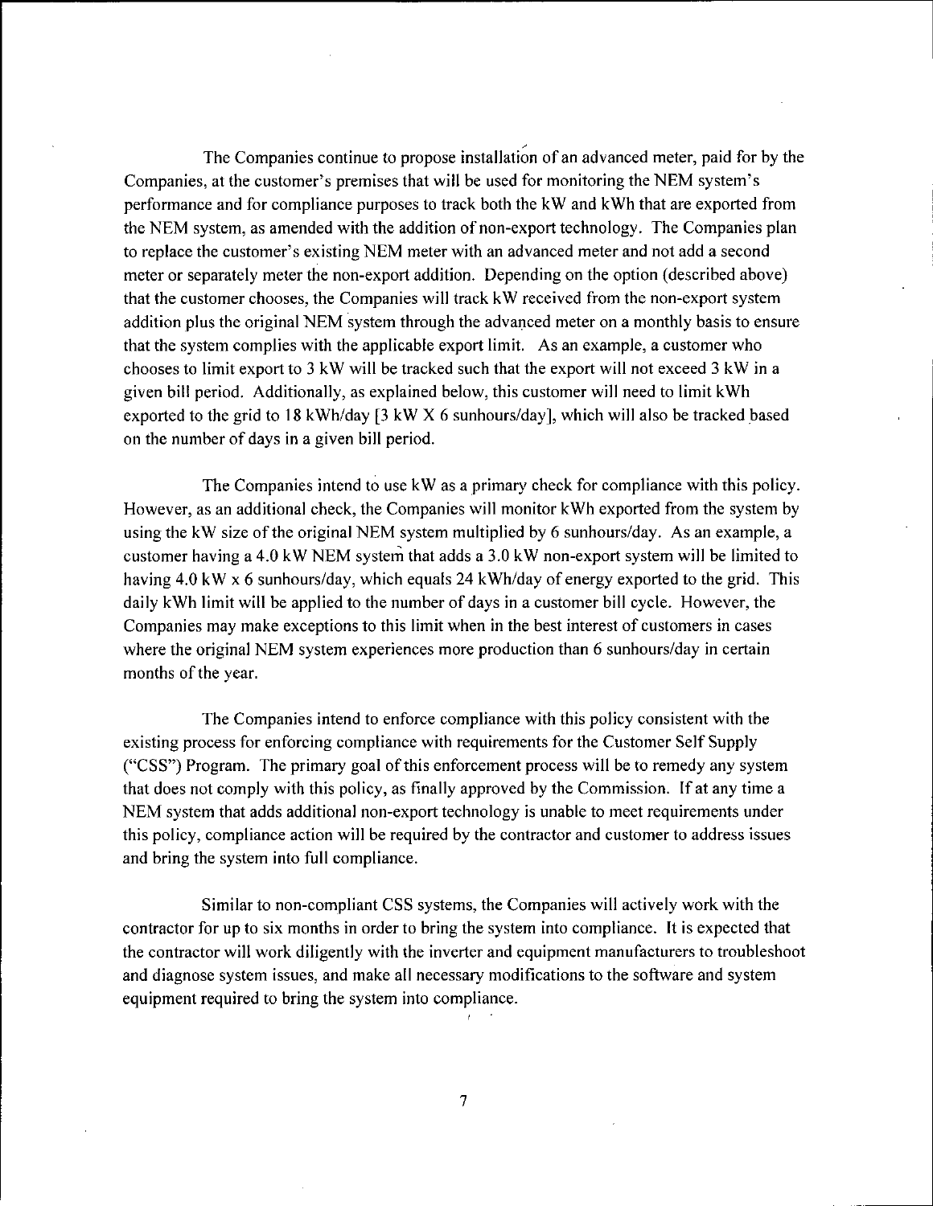The Companies continue to propose installation of an advanced meter, paid for by the Companies, at the customer's premises that will be used for monitoring the NEM system's performance and for compliance purposes to track both the kW and kWh that are exported from the NEM system, as amended with the addition of non-export technology. The Companies plan to replace the customer's existing NEM meter with an advanced meter and not add a second meter or separately meter the non-export addition. Depending on the option (described above) that the customer chooses, the Companies will track kW received from the non-export system addition plus the original NEM system through the advanced meter on a monthly basis to ensure that the system complies with the applicable export limit. As an example, a customer who chooses to limit export to 3 kW will be tracked such that the export will not exceed 3 kW in a given bill period. Additionally, as explained below, this customer will need to limit kWh exported to the grid to 18 kWh/day [3 kW X 6 sunhours/day], which will also be tracked based on the number of days in a given bill period.

The Companies intend to use kW as a primary check for compliance with this policy. However, as an additional check, the Companies will monitor kWh exported from the system by using the kW size of the original NEM system multiplied by 6 sunhours/day. As an example, a customer having a 4.0 kW NEM system that adds a 3.0 kW non-export system will be limited to having 4.0 kW x 6 sunhours/day, which equals 24 kWh/day of energy exported to the grid. This daily kWh limit will be applied to the number of days in a customer bill cycle. However, the Companies may make exceptions to this limit when in the best interest of customers in cases where the original NEM system experiences more production than 6 sunhours/day in certain months of the year.

The Companies intend to enforce compliance with this policy consistent with the existing process for enforcing compliance with requirements for the Customer Self Supply ("CSS") Program. The primary goal of this enforcement process will be to remedy any system that does not comply with this policy, as finally approved by the Commission. If at any time a NEM system that adds additional non-export technology is unable to meet requirements under this policy, compliance action will be required by the contractor and customer to address issues and bring the system into full compliance.

Similar to non-compliant CSS systems, the Companies will actively work with the contractor for up to six months in order to bring the system into compliance. It is expected that the contractor will work diligently with the inverter and equipment manufacturers to troubleshoot and diagnose system issues, and make all necessary modifications to the software and system equipment required to bring the system into compliance.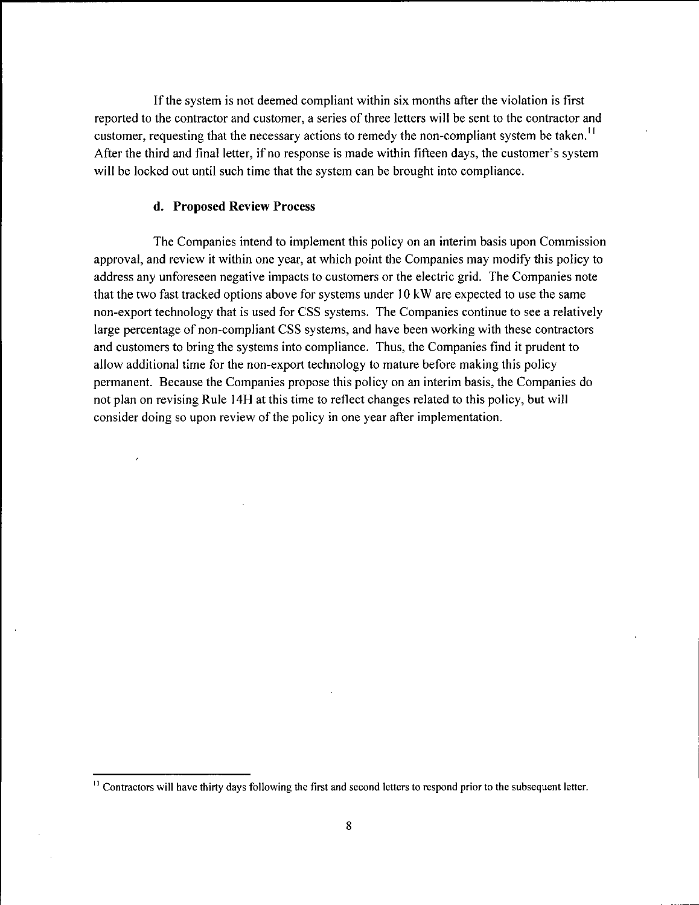If the system is not deemed compliant within six months after the violation is first reported to the contractor and customer, a series of three letters will be sent to the contractor and customer, requesting that the necessary actions to remedy the non-compliant system be taken.[11] After the third and final letter, if no response is made within fifteen days, the customer's system will be locked out until such time that the system can be brought into compliance.

### d. Proposed Review Process

The Companies intend to implement this policy on an interim basis upon Commission approval, and review it within one year, at which point the Companies may modify this policy to address any unforeseen negative impacts to customers or the electric grid. The Companies note that the two fast tracked options above for systems under 10 kW are expected to use the same non-export technology that is used for CSS systems. The Companies continue to see a relatively large percentage of non-compliant CSS systems, and have been working with these contractors and customers to bring the systems into compliance. Thus, the Companies find it prudent to allow additional time for the non-export technology to mature before making this policy permanent. Because the Companies propose this policy on an interim basis, the Companies do not plan on revising Rule 14H at this time to reflect changes related to this policy, but will consider doing so upon review of the policy in one year after implementation.

---

[11] Contractors will have thirty days following the first and second letters to respond prior to the subsequent letter.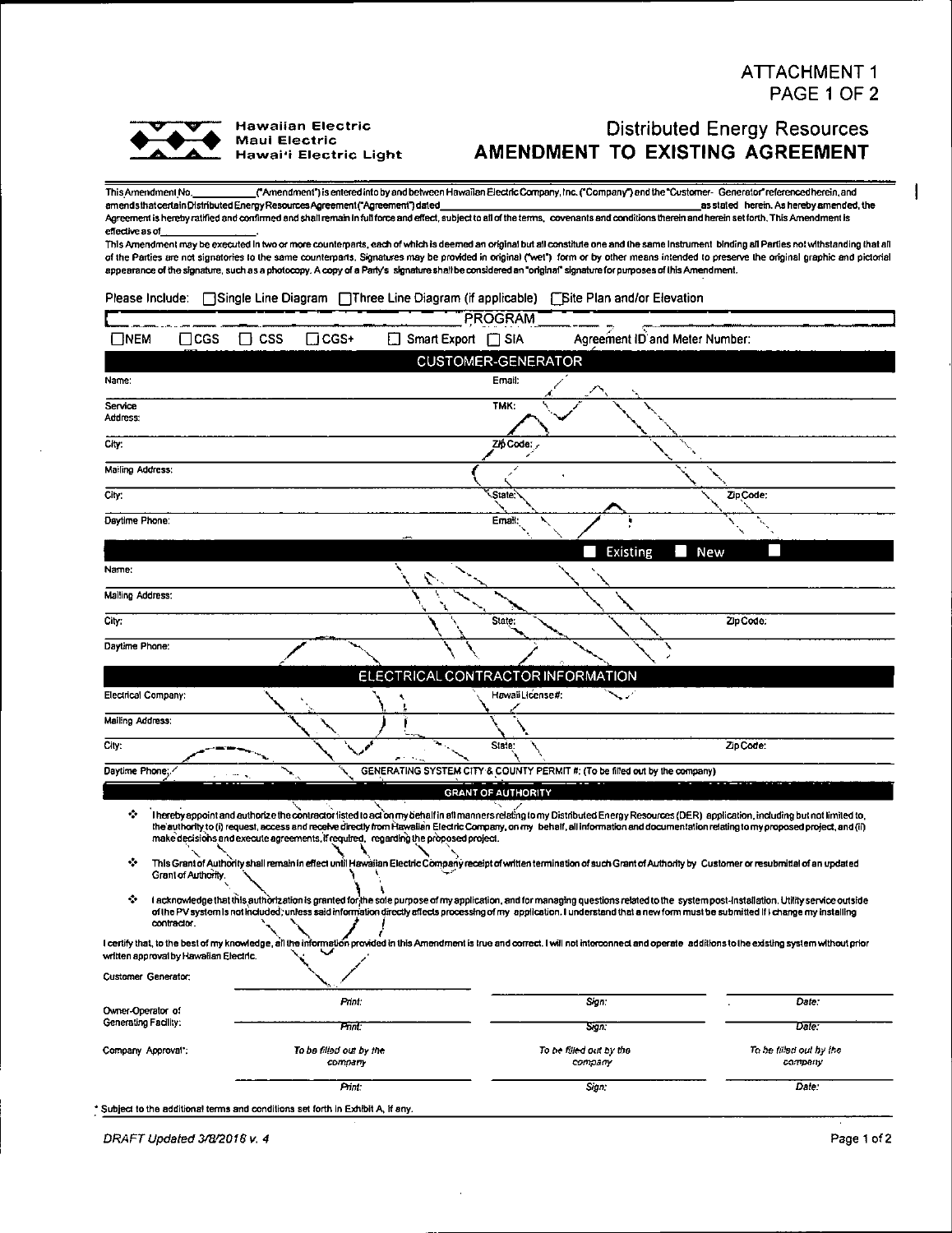ATTACHMENT 1
PAGE 1 OF 2

Hawaiian Electric
Maui Electric
Hawai'i Electric Light

# Distributed Energy Resources
# AMENDMENT TO EXISTING AGREEMENT

This Amendment No.__________ ("Amendment") is entered into by and between Hawaiian Electric Company, Inc. ("Company") and the "Customer- Generator" referenced herein, and amends that certain Distributed Energy Resources Agreement ("Agreement") dated ______________________ as stated herein. As hereby amended, the Agreement is hereby ratified and confirmed and shall remain in full force and effect, subject to all of the terms, covenants and conditions therein and herein set forth. This Amendment is effective as of ______________.

This Amendment may be executed in two or more counterparts, each of which is deemed an original but all constitute one and the same instrument binding all Parties notwithstanding that all of the Parties are not signatories to the same counterparts. Signatures may be provided in original ("wet") form or by other means intended to preserve the original graphic and pictorial appearance of the signature, such as a photocopy. A copy of a Party's signature shall be considered an "original" signature for purposes of this Amendment.

Please Include: ☐ Single Line Diagram ☐ Three Line Diagram (if applicable) ☐ Site Plan and/or Elevation

## PROGRAM

☐ NEM ☐ CGS ☐ CSS ☐ CGS+ ☐ Smart Export ☐ SIA Agreement ID and Meter Number:

## CUSTOMER-GENERATOR

| | |
|---|---|
| Name: | Email: |
| Service Address: | TMK: |
| City: | Zip Code: |
| Mailing Address: | |
| City: | State: Zip Code: |
| Daytime Phone: | Email: |

■ Existing ■ New ■

| | |
|---|---|
| Name: | |
| Mailing Address: | |
| City: | State: Zip Code: |
| Daytime Phone: | |

## ELECTRICAL CONTRACTOR INFORMATION

| | |
|---|---|
| Electrical Company: | Hawaii License#: |
| Mailing Address: | |
| City: | State: Zip Code: |
| Daytime Phone: | GENERATING SYSTEM CITY & COUNTY PERMIT #: (To be filled out by the company) |

## GRANT OF AUTHORITY

- I hereby appoint and authorize the contractor listed to act on my behalf in all manners relating to my Distributed Energy Resources (DER) application, including but not limited to, the authority to (i) request, access and receive directly from Hawaiian Electric Company, on my behalf, all information and documentation relating to my proposed project, and (ii) make decisions and execute agreements, if required, regarding the proposed project.
- This Grant of Authority shall remain in effect until Hawaiian Electric Company receipt of written termination of such Grant of Authority by Customer or resubmittal of an updated Grant of Authority.
- I acknowledge that this authorization is granted for the sole purpose of my application, and for managing questions related to the system post-installation. Utility service outside of the PV system is not included, unless said information directly effects processing of my application. I understand that a new form must be submitted if I change my installing contractor.

I certify that, to the best of my knowledge, all the information provided in this Amendment is true and correct. I will not interconnect and operate additions to the existing system without prior written approval by Hawaiian Electric.

| | | | |
|---|---|---|---|
| Customer Generator: | | | |
| | *Print:* | *Sign:* | *Date:* |
| Owner-Operator of Generating Facility: | *Print:* | *Sign:* | *Date:* |
| Company Approval*: | *To be filled out by the company* | *To be filled out by the company* | *To be filled out by the company* |
| | *Print:* | *Sign:* | *Date:* |

\* Subject to the additional terms and conditions set forth in Exhibit A, if any.

*DRAFT Updated 3/8/2018 v. 4*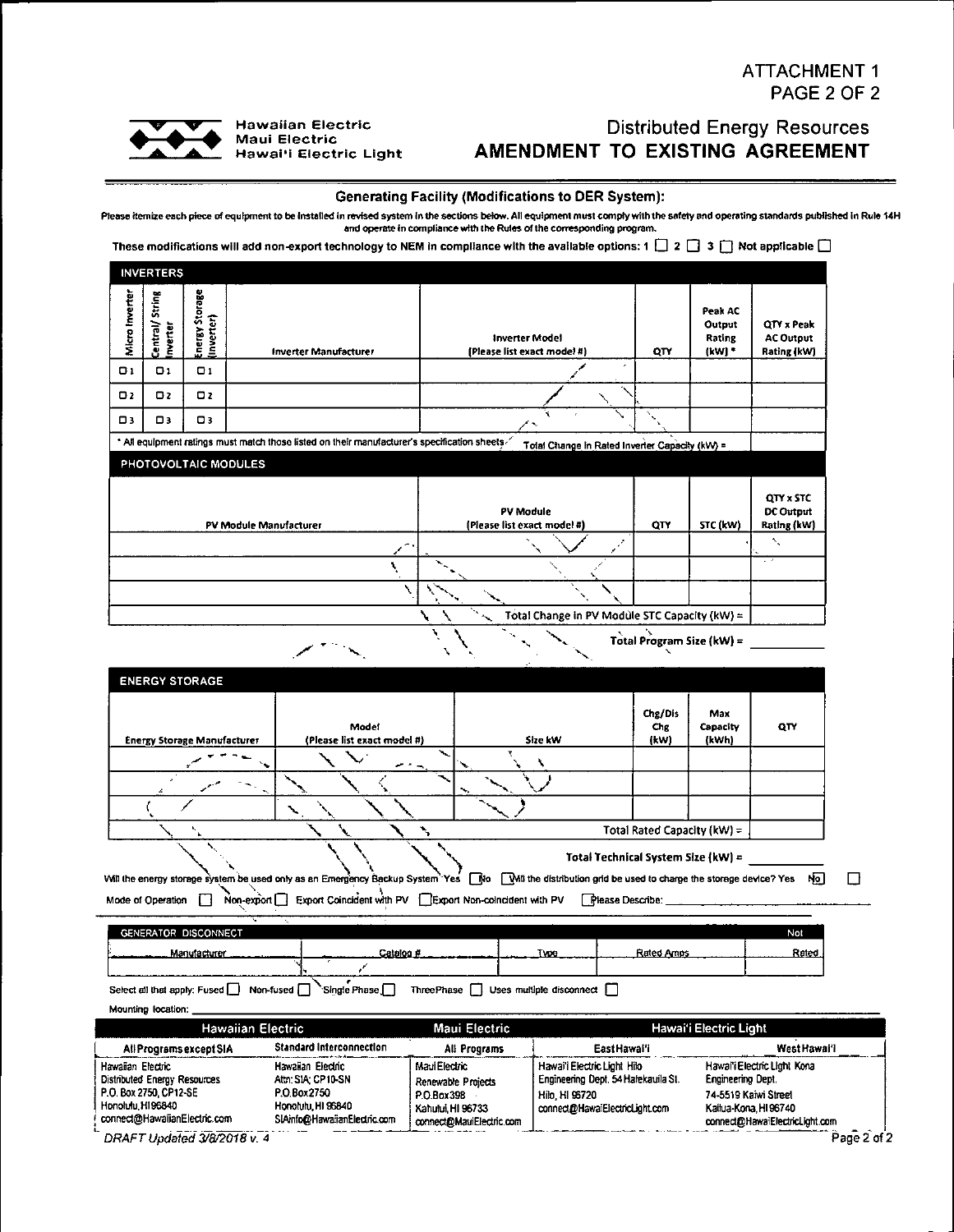ATTACHMENT 1
PAGE 2 OF 2

Hawaiian Electric
Maui Electric
Hawai'i Electric Light

# Distributed Energy Resources
# AMENDMENT TO EXISTING AGREEMENT

## Generating Facility (Modifications to DER System):

Please itemize each piece of equipment to be installed in revised system in the sections below. All equipment must comply with the safety and operating standards published in Rule 14H and operate in compliance with the Rules of the corresponding program.

These modifications will add non-export technology to NEM in compliance with the available options: 1 ☐ 2 ☐ 3 ☐ Not applicable ☐

### INVERTERS

| Micro Inverter | Central/ String Inverter | Energy Storage (Inverter) | Inverter Manufacturer | Inverter Model (Please list exact model #) | QTY | Peak AC Output Rating (kW) * | QTY x Peak AC Output Rating (kW) |
|---|---|---|---|---|---|---|---|
| ☐ 1 | ☐ 1 | ☐ 1 | | | | | |
| ☐ 2 | ☐ 2 | ☐ 2 | | | | | |
| ☐ 3 | ☐ 3 | ☐ 3 | | | | | |
| * All equipment ratings must match those listed on their manufacturer's specification sheets | | | | Total Change in Rated Inverter Capacity (kW) = | | | |

### PHOTOVOLTAIC MODULES

| PV Module Manufacturer | PV Module (Please list exact model #) | QTY | STC (kW) | QTY x STC DC Output Rating (kW) |
|---|---|---|---|---|
| | | | | |
| | | | | |
| | | | | |
| | Total Change in PV Module STC Capacity (kW) = | | | |

Total Program Size (kW) = ____________

### ENERGY STORAGE

| Energy Storage Manufacturer | Model (Please list exact model #) | Size kW | Chg/Dis Chg (kW) | Max Capacity (kWh) | QTY |
|---|---|---|---|---|---|
| | | | | | |
| | | | | | |
| | | | | | |
| | | | Total Rated Capacity (kW) = | | |

Total Technical System Size (kW) = ____________

Will the energy storage system be used only as an Emergency Backup System Yes ☐ No ☐ Will the distribution grid be used to charge the storage device? Yes ☐ No ☐

Mode of Operation ☐ Non-export ☐ Export Coincident with PV ☐ Export Non-coincident with PV ☐ Please Describe: ____________

### GENERATOR DISCONNECT

| Manufacturer | Catalog # | Type | Rated Amps | Not Rated |
|---|---|---|---|---|
| | | | | |

Select all that apply: Fused ☐ Non-fused ☐ Single Phase ☐ ThreePhase ☐ Uses multiple disconnect ☐

Mounting location: ____________

| Hawaiian Electric | | Maui Electric | Hawai'i Electric Light | |
|---|---|---|---|---|
| All Programs except SIA | Standard Interconnection | All Programs | East Hawai'i | West Hawai'i |
| Hawaiian Electric<br>Distributed Energy Resources<br>P.O. Box 2750, CP12-SE<br>Honolulu, HI 96840<br>connect@HawaiianElectric.com | Hawaiian Electric<br>Attn: SIA; CP10-SN<br>P.O.Box2750<br>Honolulu, HI 96840<br>SIAinfo@HawaiianElectric.com | Maui Electric<br>Renewable Projects<br>P.O.Box398<br>Kahului, HI 96733<br>connect@MauiElectric.com | Hawai'i Electric Light Hilo<br>Engineering Dept. 54 Halekauila St.<br>Hilo, HI 96720<br>connect@HawaiiElectricLight.com | Hawai'i Electric Light Kona<br>Engineering Dept.<br>74-5519 Kaiwi Street<br>Kailua-Kona, HI 96740<br>connect@HawaiiElectricLight.com |

*DRAFT Updated 3/8/2018 v. 4*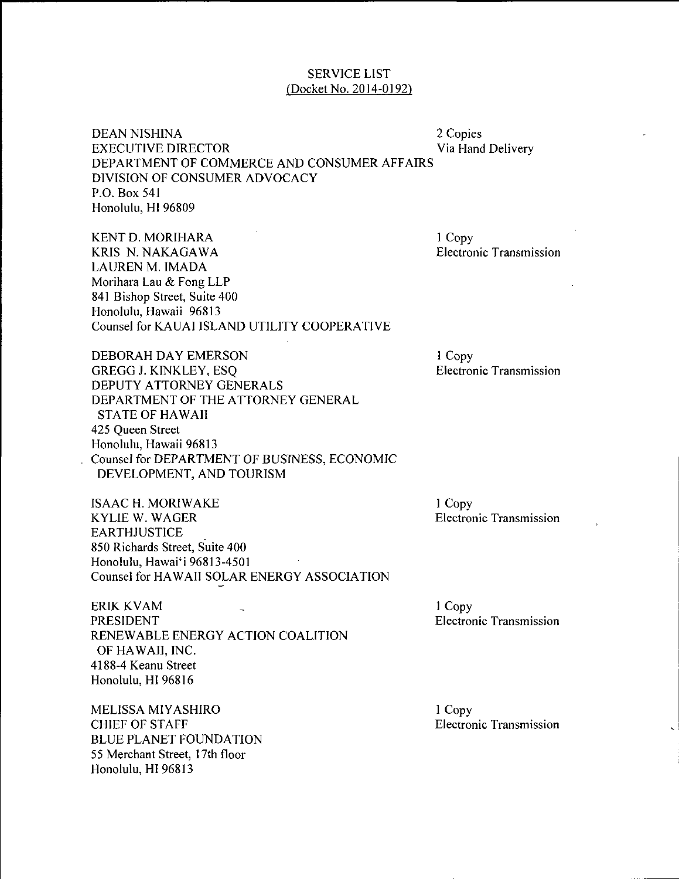SERVICE LIST
(Docket No. 2014-0192)

| | |
|---|---|
| DEAN NISHINA<br>EXECUTIVE DIRECTOR<br>DEPARTMENT OF COMMERCE AND CONSUMER AFFAIRS<br>DIVISION OF CONSUMER ADVOCACY<br>P.O. Box 541<br>Honolulu, HI 96809 | 2 Copies<br>Via Hand Delivery |
| KENT D. MORIHARA<br>KRIS N. NAKAGAWA<br>LAUREN M. IMADA<br>Morihara Lau & Fong LLP<br>841 Bishop Street, Suite 400<br>Honolulu, Hawaii 96813<br>Counsel for KAUAI ISLAND UTILITY COOPERATIVE | 1 Copy<br>Electronic Transmission |
| DEBORAH DAY EMERSON<br>GREGG J. KINKLEY, ESQ<br>DEPUTY ATTORNEY GENERALS<br>DEPARTMENT OF THE ATTORNEY GENERAL<br>STATE OF HAWAII<br>425 Queen Street<br>Honolulu, Hawaii 96813<br>Counsel for DEPARTMENT OF BUSINESS, ECONOMIC DEVELOPMENT, AND TOURISM | 1 Copy<br>Electronic Transmission |
| ISAAC H. MORIWAKE<br>KYLIE W. WAGER<br>EARTHJUSTICE<br>850 Richards Street, Suite 400<br>Honolulu, Hawai'i 96813-4501<br>Counsel for HAWAII SOLAR ENERGY ASSOCIATION | 1 Copy<br>Electronic Transmission |
| ERIK KVAM<br>PRESIDENT<br>RENEWABLE ENERGY ACTION COALITION OF HAWAII, INC.<br>4188-4 Keanu Street<br>Honolulu, HI 96816 | 1 Copy<br>Electronic Transmission |
| MELISSA MIYASHIRO<br>CHIEF OF STAFF<br>BLUE PLANET FOUNDATION<br>55 Merchant Street, 17th floor<br>Honolulu, HI 96813 | 1 Copy<br>Electronic Transmission |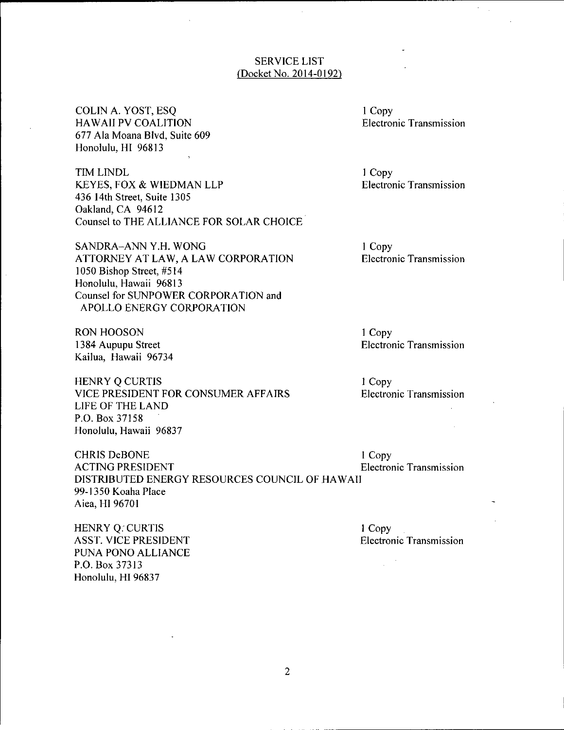SERVICE LIST
(Docket No. 2014-0192)

| | |
|---|---|
| COLIN A. YOST, ESQ<br>HAWAII PV COALITION<br>677 Ala Moana Blvd, Suite 609<br>Honolulu, HI 96813 | 1 Copy<br>Electronic Transmission |
| TIM LINDL<br>KEYES, FOX & WIEDMAN LLP<br>436 14th Street, Suite 1305<br>Oakland, CA 94612<br>Counsel to THE ALLIANCE FOR SOLAR CHOICE | 1 Copy<br>Electronic Transmission |
| SANDRA-ANN Y.H. WONG<br>ATTORNEY AT LAW, A LAW CORPORATION<br>1050 Bishop Street, #514<br>Honolulu, Hawaii 96813<br>Counsel for SUNPOWER CORPORATION and APOLLO ENERGY CORPORATION | 1 Copy<br>Electronic Transmission |
| RON HOOSON<br>1384 Aupupu Street<br>Kailua, Hawaii 96734 | 1 Copy<br>Electronic Transmission |
| HENRY Q CURTIS<br>VICE PRESIDENT FOR CONSUMER AFFAIRS<br>LIFE OF THE LAND<br>P.O. Box 37158<br>Honolulu, Hawaii 96837 | 1 Copy<br>Electronic Transmission |
| CHRIS DeBONE<br>ACTING PRESIDENT<br>DISTRIBUTED ENERGY RESOURCES COUNCIL OF HAWAII<br>99-1350 Koaha Place<br>Aiea, HI 96701 | 1 Copy<br>Electronic Transmission |
| HENRY Q. CURTIS<br>ASST. VICE PRESIDENT<br>PUNA PONO ALLIANCE<br>P.O. Box 37313<br>Honolulu, HI 96837 | 1 Copy<br>Electronic Transmission |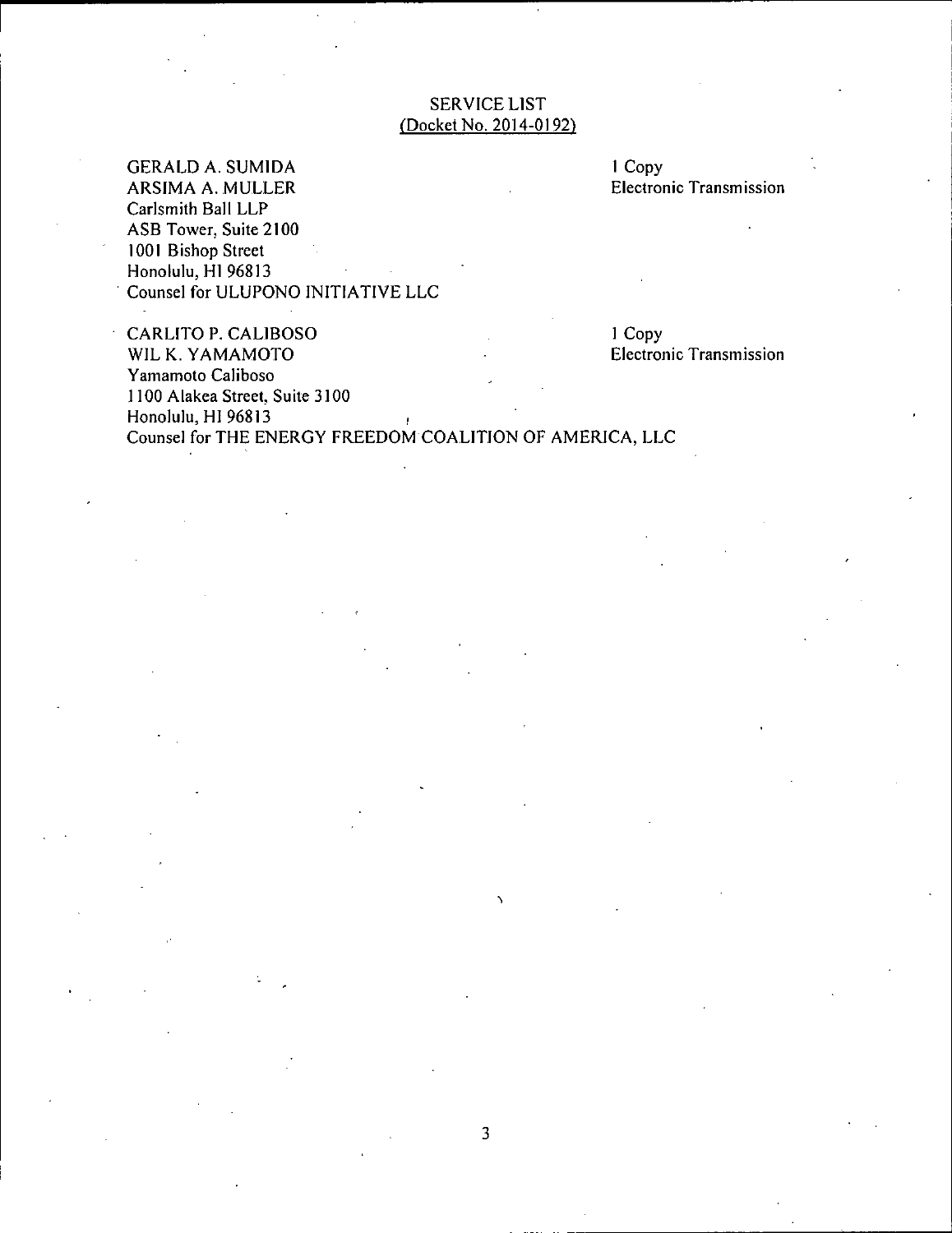SERVICE LIST
(Docket No. 2014-0192)

GERALD A. SUMIDA
ARSIMA A. MULLER
Carlsmith Ball LLP
ASB Tower, Suite 2100
1001 Bishop Street
Honolulu, HI 96813
Counsel for ULUPONO INITIATIVE LLC

1 Copy
Electronic Transmission

CARLITO P. CALIBOSO
WIL K. YAMAMOTO
Yamamoto Caliboso
1100 Alakea Street, Suite 3100
Honolulu, HI 96813
Counsel for THE ENERGY FREEDOM COALITION OF AMERICA, LLC

1 Copy
Electronic Transmission